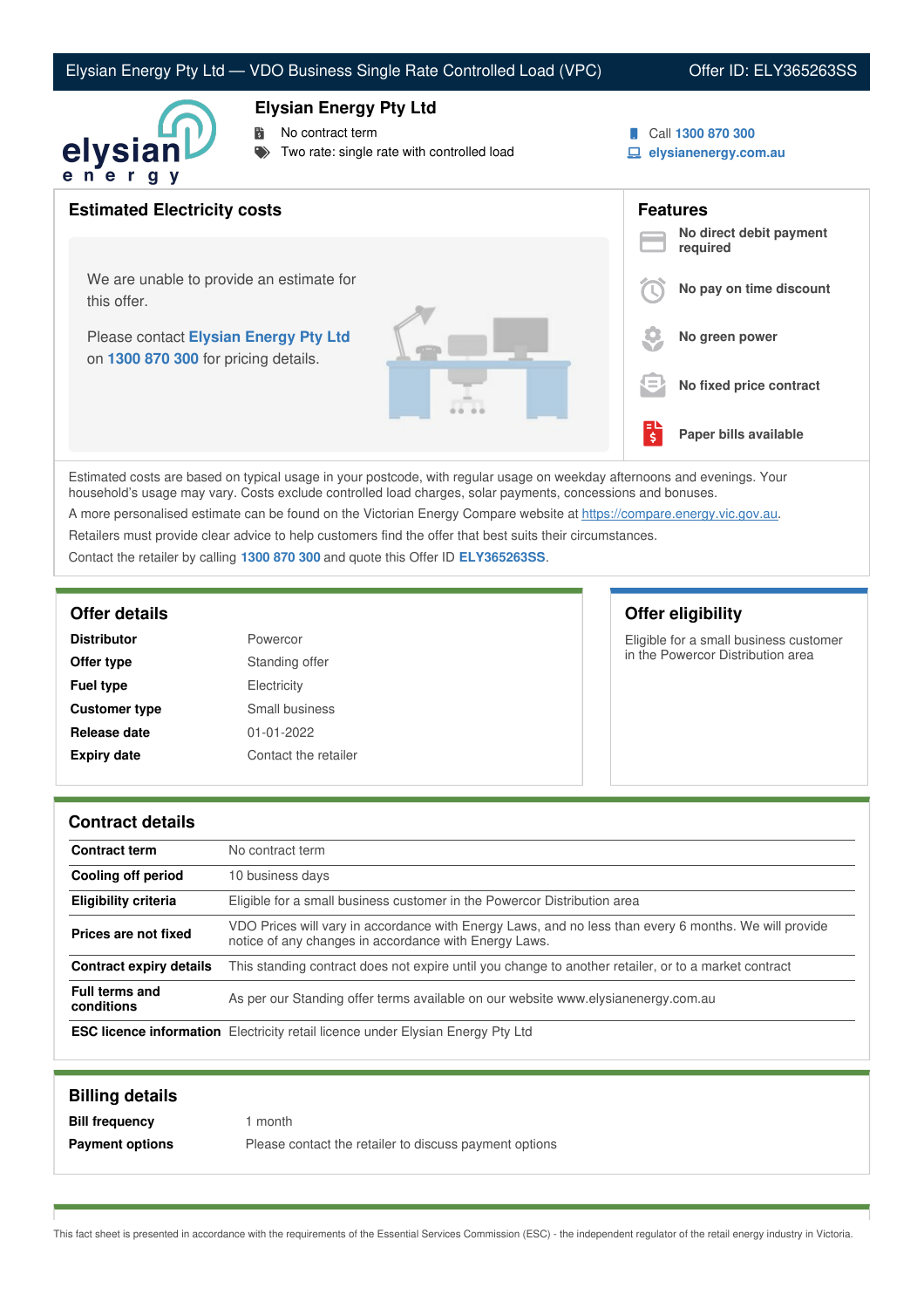# Elysian Energy Pty Ltd — VDO Business Single Rate Controlled Load (VPC)

Offer ID: ELY365263SS

## Elysian Energy Pty Ltd

- No contract term
- Two rate: single rate with controlled load

Call **1300 870 300**
**elysianenergy.com.au**

## Estimated Electricity costs

We are unable to provide an estimate for this offer.

Please contact **Elysian Energy Pty Ltd** on **1300 870 300** for pricing details.

## Features

- **No direct debit payment required**
- **No pay on time discount**
- **No green power**
- **No fixed price contract**
- **Paper bills available**

Estimated costs are based on typical usage in your postcode, with regular usage on weekday afternoons and evenings. Your household's usage may vary. Costs exclude controlled load charges, solar payments, concessions and bonuses.

A more personalised estimate can be found on the Victorian Energy Compare website at https://compare.energy.vic.gov.au.

Retailers must provide clear advice to help customers find the offer that best suits their circumstances.

Contact the retailer by calling **1300 870 300** and quote this Offer ID **ELY365263SS**.

## Offer details

| | |
|---|---|
| **Distributor** | Powercor |
| **Offer type** | Standing offer |
| **Fuel type** | Electricity |
| **Customer type** | Small business |
| **Release date** | 01-01-2022 |
| **Expiry date** | Contact the retailer |

## Offer eligibility

Eligible for a small business customer in the Powercor Distribution area

## Contract details

| | |
|---|---|
| **Contract term** | No contract term |
| **Cooling off period** | 10 business days |
| **Eligibility criteria** | Eligible for a small business customer in the Powercor Distribution area |
| **Prices are not fixed** | VDO Prices will vary in accordance with Energy Laws, and no less than every 6 months. We will provide notice of any changes in accordance with Energy Laws. |
| **Contract expiry details** | This standing contract does not expire until you change to another retailer, or to a market contract |
| **Full terms and conditions** | As per our Standing offer terms available on our website www.elysianenergy.com.au |
| **ESC licence information** | Electricity retail licence under Elysian Energy Pty Ltd |

## Billing details

| | |
|---|---|
| **Bill frequency** | 1 month |
| **Payment options** | Please contact the retailer to discuss payment options |

This fact sheet is presented in accordance with the requirements of the Essential Services Commission (ESC) - the independent regulator of the retail energy industry in Victoria.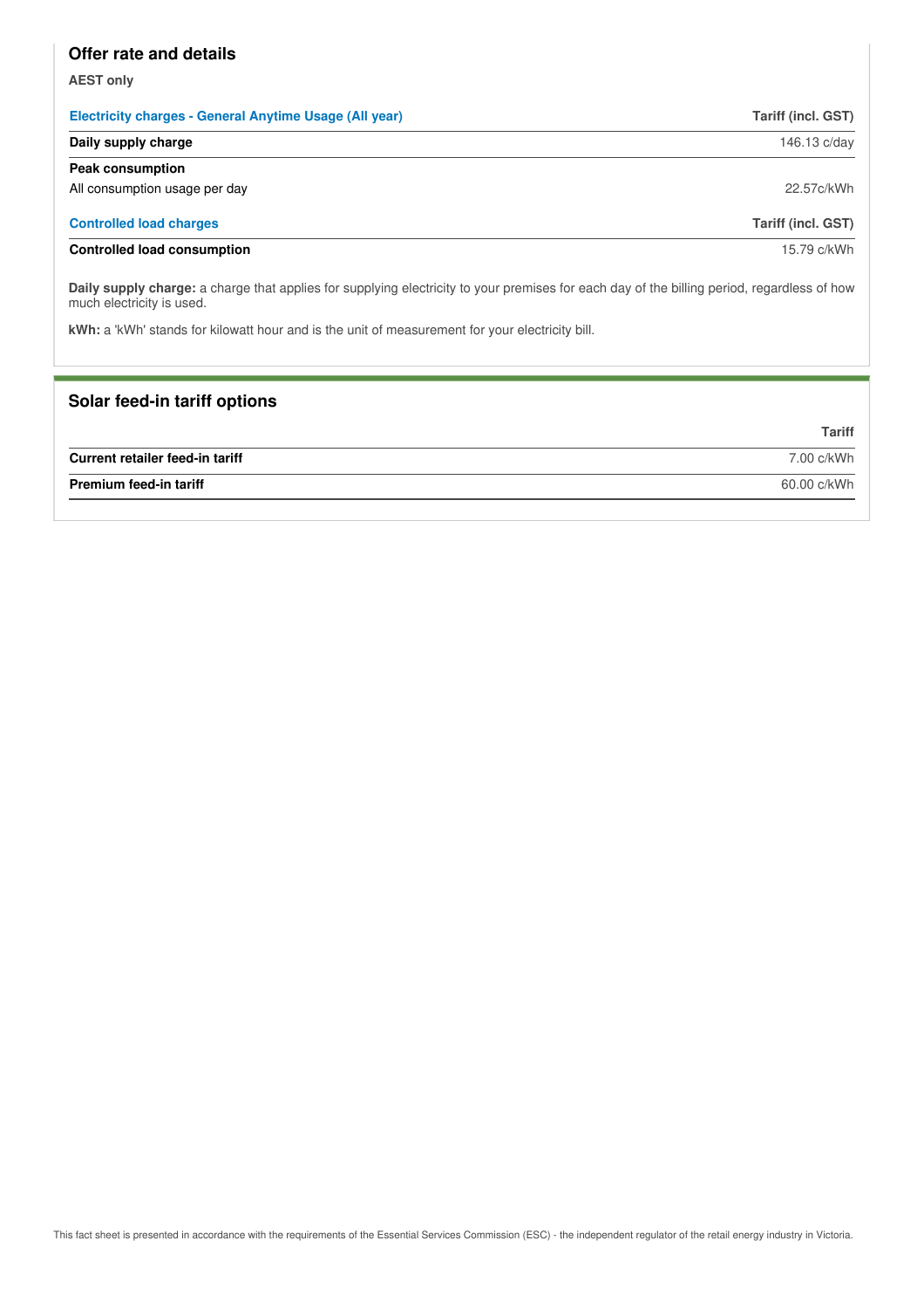## Offer rate and details

**AEST only**

| Electricity charges - General Anytime Usage (All year) | Tariff (incl. GST) |
|---|---|
| **Daily supply charge** | 146.13 c/day |
| **Peak consumption** | |
| All consumption usage per day | 22.57c/kWh |

| Controlled load charges | Tariff (incl. GST) |
|---|---|
| **Controlled load consumption** | 15.79 c/kWh |

**Daily supply charge:** a charge that applies for supplying electricity to your premises for each day of the billing period, regardless of how much electricity is used.

**kWh:** a 'kWh' stands for kilowatt hour and is the unit of measurement for your electricity bill.

## Solar feed-in tariff options

| | Tariff |
|---|---|
| **Current retailer feed-in tariff** | 7.00 c/kWh |
| **Premium feed-in tariff** | 60.00 c/kWh |

This fact sheet is presented in accordance with the requirements of the Essential Services Commission (ESC) - the independent regulator of the retail energy industry in Victoria.